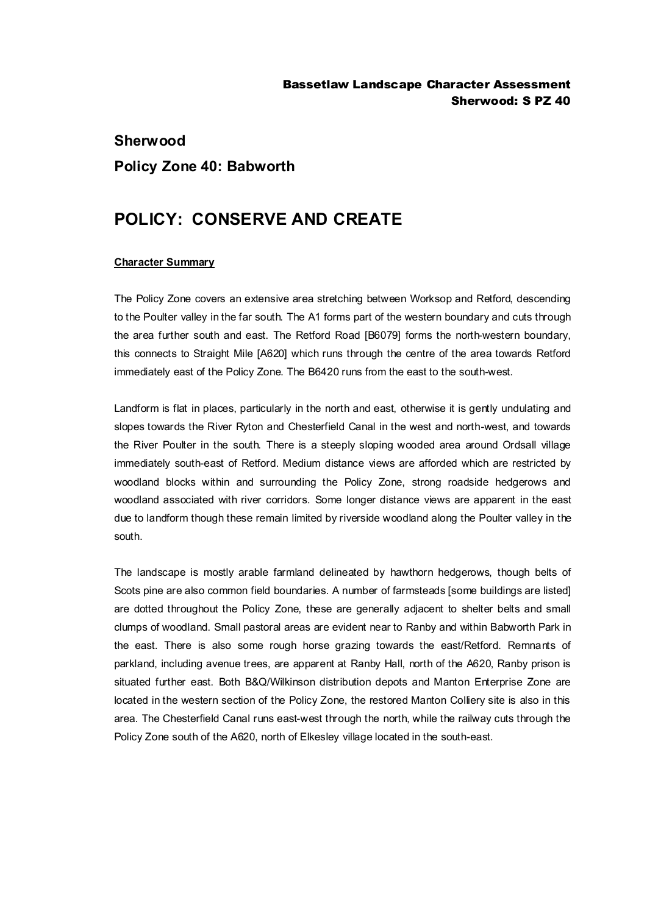## Sherwood

## Policy Zone 40: Babworth

# POLICY: CONSERVE AND CREATE

**Character Summary**

The Policy Zone covers an extensive area stretching between Worksop and Retford, descending to the Poulter valley in the far south. The A1 forms part of the western boundary and cuts through the area further south and east. The Retford Road [B6079] forms the north-western boundary, this connects to Straight Mile [A620] which runs through the centre of the area towards Retford immediately east of the Policy Zone. The B6420 runs from the east to the south-west.

Landform is flat in places, particularly in the north and east, otherwise it is gently undulating and slopes towards the River Ryton and Chesterfield Canal in the west and north-west, and towards the River Poulter in the south. There is a steeply sloping wooded area around Ordsall village immediately south-east of Retford. Medium distance views are afforded which are restricted by woodland blocks within and surrounding the Policy Zone, strong roadside hedgerows and woodland associated with river corridors. Some longer distance views are apparent in the east due to landform though these remain limited by riverside woodland along the Poulter valley in the south.

The landscape is mostly arable farmland delineated by hawthorn hedgerows, though belts of Scots pine are also common field boundaries. A number of farmsteads [some buildings are listed] are dotted throughout the Policy Zone, these are generally adjacent to shelter belts and small clumps of woodland. Small pastoral areas are evident near to Ranby and within Babworth Park in the east. There is also some rough horse grazing towards the east/Retford. Remnants of parkland, including avenue trees, are apparent at Ranby Hall, north of the A620, Ranby prison is situated further east. Both B&Q/Wilkinson distribution depots and Manton Enterprise Zone are located in the western section of the Policy Zone, the restored Manton Colliery site is also in this area. The Chesterfield Canal runs east-west through the north, while the railway cuts through the Policy Zone south of the A620, north of Elkesley village located in the south-east.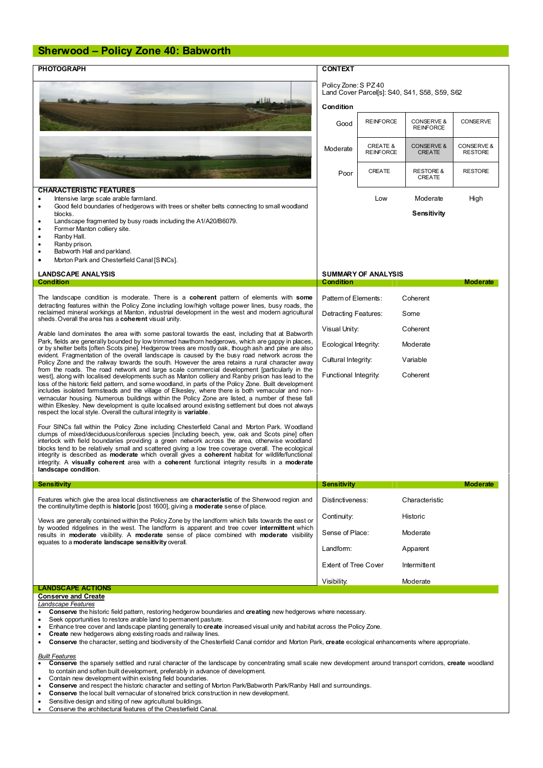# Sherwood – Policy Zone 40: Babworth

## PHOTOGRAPH

## CONTEXT

Policy Zone: S PZ 40
Land Cover Parcel[s]: S40, S41, S58, S59, S62

**Condition**

| Condition | Low | Moderate | High |
|---|---|---|---|
| Good | REINFORCE | CONSERVE & REINFORCE | CONSERVE |
| Moderate | CREATE & REINFORCE | CONSERVE & CREATE | CONSERVE & RESTORE |
| Poor | CREATE | RESTORE & CREATE | RESTORE |
| | **Sensitivity** | | |

## CHARACTERISTIC FEATURES

- Intensive large scale arable farmland.
- Good field boundaries of hedgerows with trees or shelter belts connecting to small woodland blocks.
- Landscape fragmented by busy roads including the A1/A20/B6079.
- Former Manton colliery site.
- Ranby Hall.
- Ranby prison.
- Babworth Hall and parkland.
- Morton Park and Chesterfield Canal [SINCs].

## LANDSCAPE ANALYSIS

### Condition

The landscape condition is moderate. There is a **coherent** pattern of elements with **some** detracting features within the Policy Zone including low/high voltage power lines, busy roads, the reclaimed mineral workings at Manton, industrial development in the west and modern agricultural sheds. Overall the area has a **coherent** visual unity.

Arable land dominates the area with some pastoral towards the east, including that at Babworth Park, fields are generally bounded by low trimmed hawthorn hedgerows, which are gappy in places, or by shelter belts [often Scots pine]. Hedgerow trees are mostly oak, though ash and pine are also evident. Fragmentation of the overall landscape is caused by the busy road network across the Policy Zone and the railway towards the south. However the area retains a rural character away from the roads. The road network and large scale commercial development [particularly in the west], along with localised developments such as Manton colliery and Ranby prison has lead to the loss of the historic field pattern, and some woodland, in parts of the Policy Zone. Built development includes isolated farmsteads and the village of Elkesley, where there is both vernacular and non-vernacular housing. Numerous buildings within the Policy Zone are listed, a number of these fall within Elkesley. New development is quite localised around existing settlement but does not always respect the local style. Overall the cultural integrity is **variable**.

Four SINCs fall within the Policy Zone including Chesterfield Canal and Morton Park. Woodland clumps of mixed/deciduous/coniferous species [including beech, yew, oak and Scots pine] often interlock with field boundaries providing a green network across the area, otherwise woodland blocks tend to be relatively small and scattered giving a low tree coverage overall. The ecological integrity is described as **moderate** which overall gives a **coherent** habitat for wildlife/functional integrity. A **visually coherent** area with a **coherent** functional integrity results in a **moderate landscape condition**.

## SUMMARY OF ANALYSIS

| Condition | Moderate |
|---|---|
| Pattern of Elements: | Coherent |
| Detracting Features: | Some |
| Visual Unity: | Coherent |
| Ecological Integrity: | Moderate |
| Cultural Integrity: | Variable |
| Functional Integrity: | Coherent |

### Sensitivity

Features which give the area local distinctiveness are **characteristic** of the Sherwood region and the continuity/time depth is **historic** [post 1600], giving a **moderate** sense of place.

Views are generally contained within the Policy Zone by the landform which falls towards the east or by wooded ridgelines in the west. The landform is apparent and tree cover **intermittent** which results in **moderate** visibility. A **moderate** sense of place combined with **moderate** visibility equates to a **moderate landscape sensitivity** overall.

| Sensitivity | Moderate |
|---|---|
| Distinctiveness: | Characteristic |
| Continuity: | Historic |
| Sense of Place: | Moderate |
| Landform: | Apparent |
| Extent of Tree Cover | Intermittent |
| Visibility: | Moderate |

## LANDSCAPE ACTIONS

**Conserve and Create**

*Landscape Features*

- **Conserve** the historic field pattern, restoring hedgerow boundaries and **creating** new hedgerows where necessary.
- Seek opportunities to restore arable land to permanent pasture.
- Enhance tree cover and landscape planting generally to **create** increased visual unity and habitat across the Policy Zone.
- **Create** new hedgerows along existing roads and railway lines.
- **Conserve** the character, setting and biodiversity of the Chesterfield Canal corridor and Morton Park, **create** ecological enhancements where appropriate.

*Built Features*

- **Conserve** the sparsely settled and rural character of the landscape by concentrating small scale new development around transport corridors, **create** woodland to contain and soften built development, preferably in advance of development.
- Contain new development within existing field boundaries.
- **Conserve** and respect the historic character and setting of Morton Park/Babworth Park/Ranby Hall and surroundings.
- **Conserve** the local built vernacular of stone/red brick construction in new development.
- Sensitive design and siting of new agricultural buildings.
- Conserve the architectural features of the Chesterfield Canal.